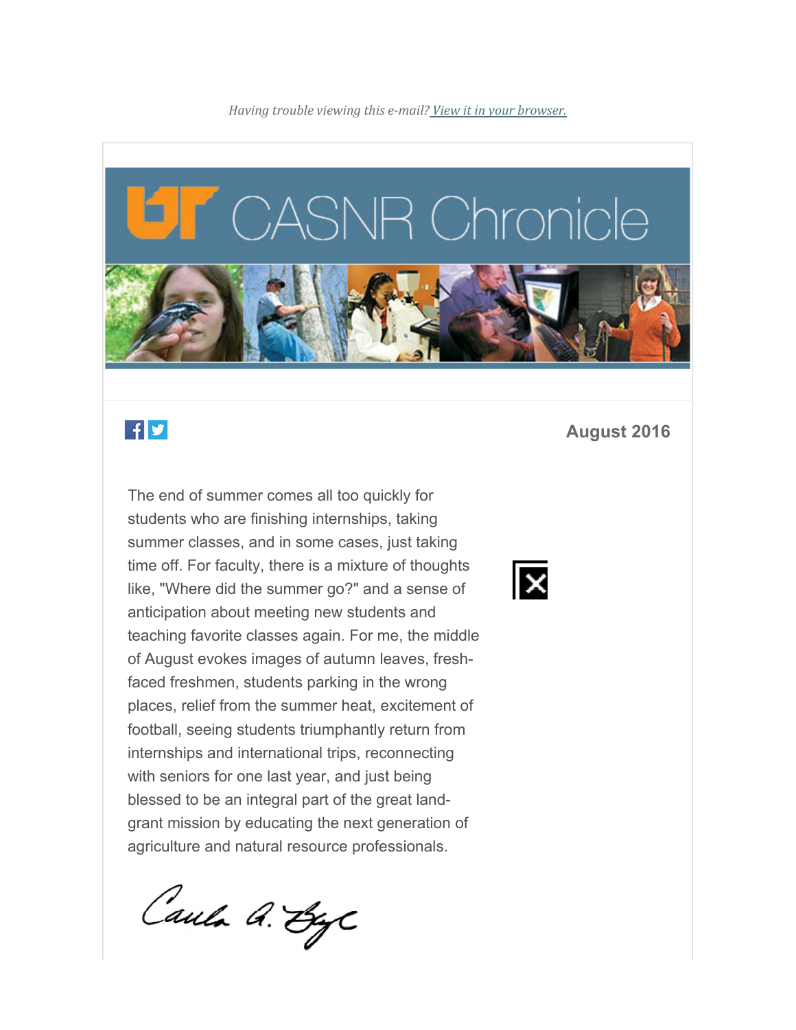*Having trouble viewing this e-mail? View it in your browser.*

# CASNR Chronicle

**August 2016**

The end of summer comes all too quickly for students who are finishing internships, taking summer classes, and in some cases, just taking time off. For faculty, there is a mixture of thoughts like, "Where did the summer go?" and a sense of anticipation about meeting new students and teaching favorite classes again. For me, the middle of August evokes images of autumn leaves, fresh-faced freshmen, students parking in the wrong places, relief from the summer heat, excitement of football, seeing students triumphantly return from internships and international trips, reconnecting with seniors for one last year, and just being blessed to be an integral part of the great land-grant mission by educating the next generation of agriculture and natural resource professionals.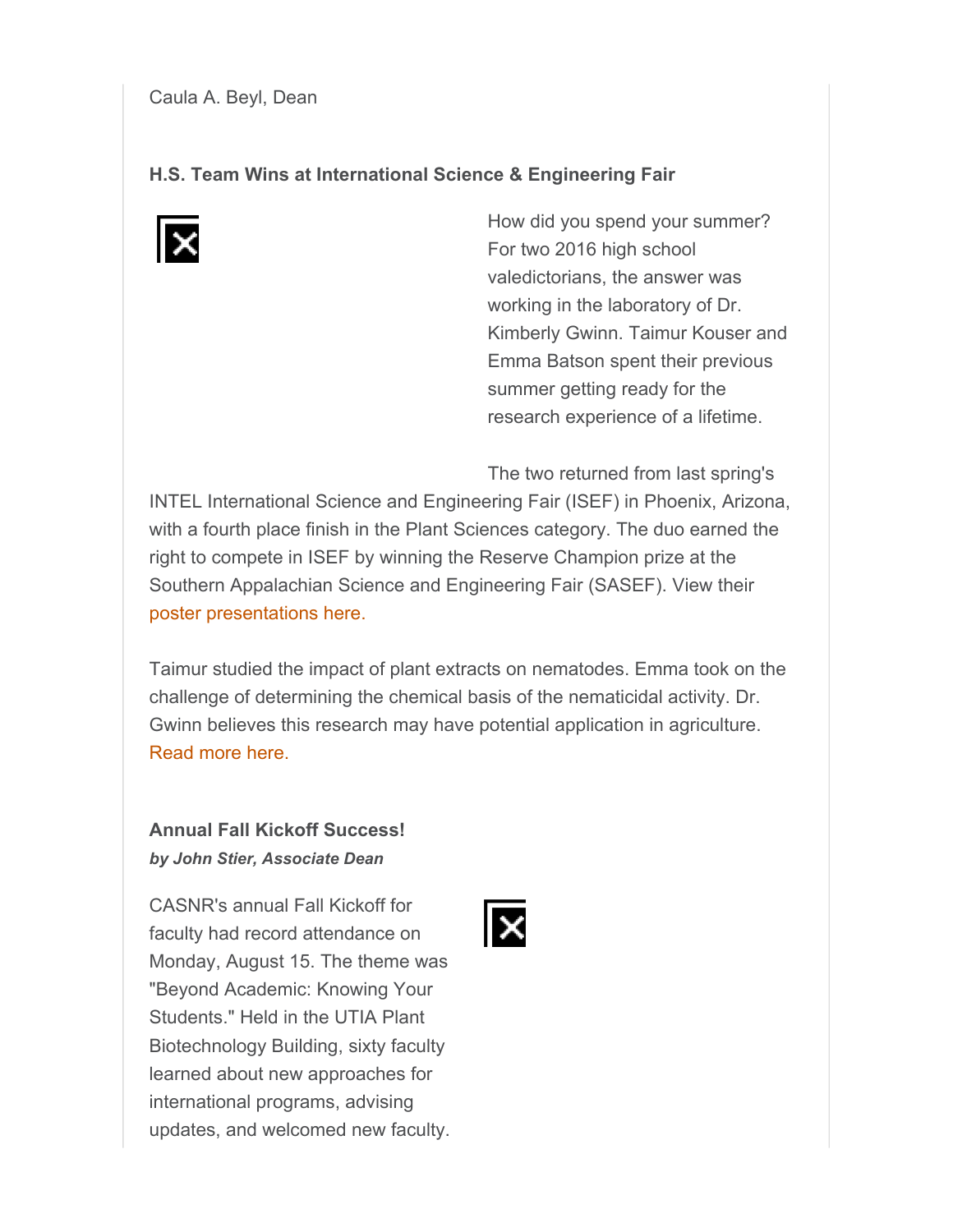Caula A. Beyl, Dean

**H.S. Team Wins at International Science & Engineering Fair**

How did you spend your summer? For two 2016 high school valedictorians, the answer was working in the laboratory of Dr. Kimberly Gwinn. Taimur Kouser and Emma Batson spent their previous summer getting ready for the research experience of a lifetime.

The two returned from last spring's INTEL International Science and Engineering Fair (ISEF) in Phoenix, Arizona, with a fourth place finish in the Plant Sciences category. The duo earned the right to compete in ISEF by winning the Reserve Champion prize at the Southern Appalachian Science and Engineering Fair (SASEF). View their poster presentations here.

Taimur studied the impact of plant extracts on nematodes. Emma took on the challenge of determining the chemical basis of the nematicidal activity. Dr. Gwinn believes this research may have potential application in agriculture. Read more here.

**Annual Fall Kickoff Success!**
***by John Stier, Associate Dean***

CASNR's annual Fall Kickoff for faculty had record attendance on Monday, August 15. The theme was "Beyond Academic: Knowing Your Students." Held in the UTIA Plant Biotechnology Building, sixty faculty learned about new approaches for international programs, advising updates, and welcomed new faculty.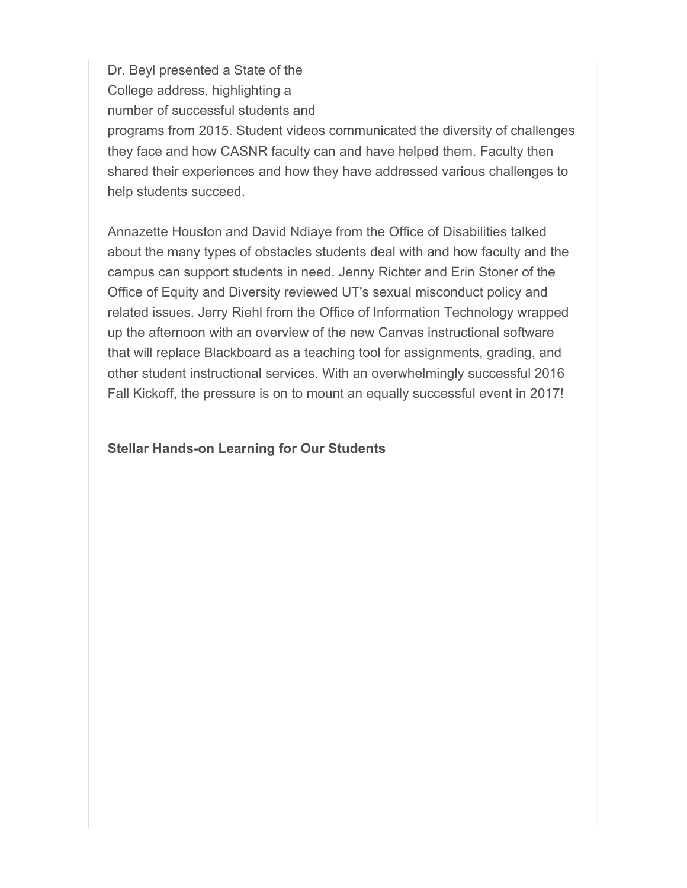Dr. Beyl presented a State of the College address, highlighting a number of successful students and programs from 2015. Student videos communicated the diversity of challenges they face and how CASNR faculty can and have helped them. Faculty then shared their experiences and how they have addressed various challenges to help students succeed.

Annazette Houston and David Ndiaye from the Office of Disabilities talked about the many types of obstacles students deal with and how faculty and the campus can support students in need. Jenny Richter and Erin Stoner of the Office of Equity and Diversity reviewed UT's sexual misconduct policy and related issues. Jerry Riehl from the Office of Information Technology wrapped up the afternoon with an overview of the new Canvas instructional software that will replace Blackboard as a teaching tool for assignments, grading, and other student instructional services. With an overwhelmingly successful 2016 Fall Kickoff, the pressure is on to mount an equally successful event in 2017!

**Stellar Hands-on Learning for Our Students**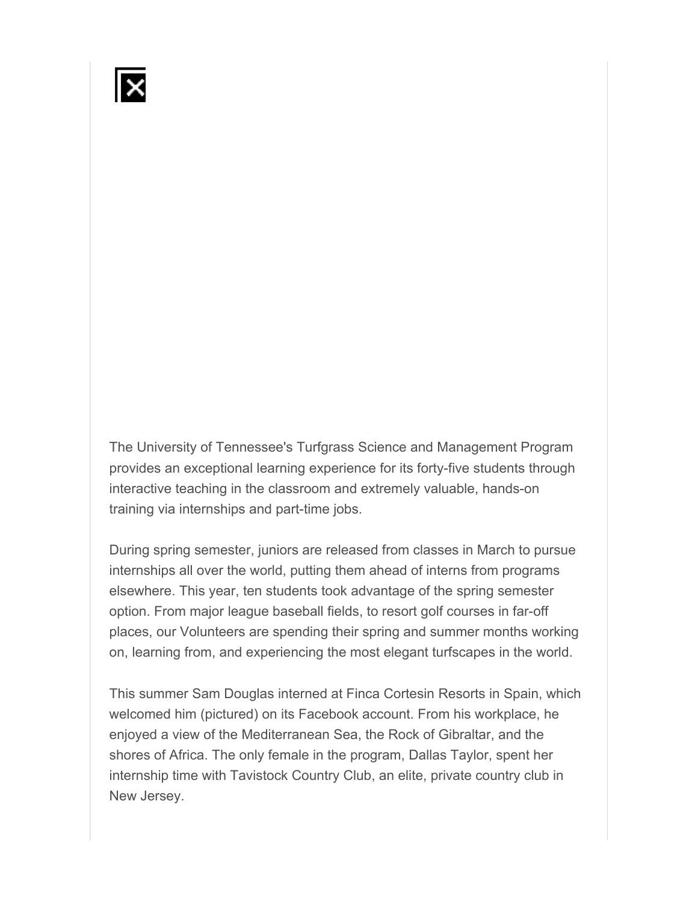The University of Tennessee's Turfgrass Science and Management Program provides an exceptional learning experience for its forty-five students through interactive teaching in the classroom and extremely valuable, hands-on training via internships and part-time jobs.

During spring semester, juniors are released from classes in March to pursue internships all over the world, putting them ahead of interns from programs elsewhere. This year, ten students took advantage of the spring semester option. From major league baseball fields, to resort golf courses in far-off places, our Volunteers are spending their spring and summer months working on, learning from, and experiencing the most elegant turfscapes in the world.

This summer Sam Douglas interned at Finca Cortesin Resorts in Spain, which welcomed him (pictured) on its Facebook account. From his workplace, he enjoyed a view of the Mediterranean Sea, the Rock of Gibraltar, and the shores of Africa. The only female in the program, Dallas Taylor, spent her internship time with Tavistock Country Club, an elite, private country club in New Jersey.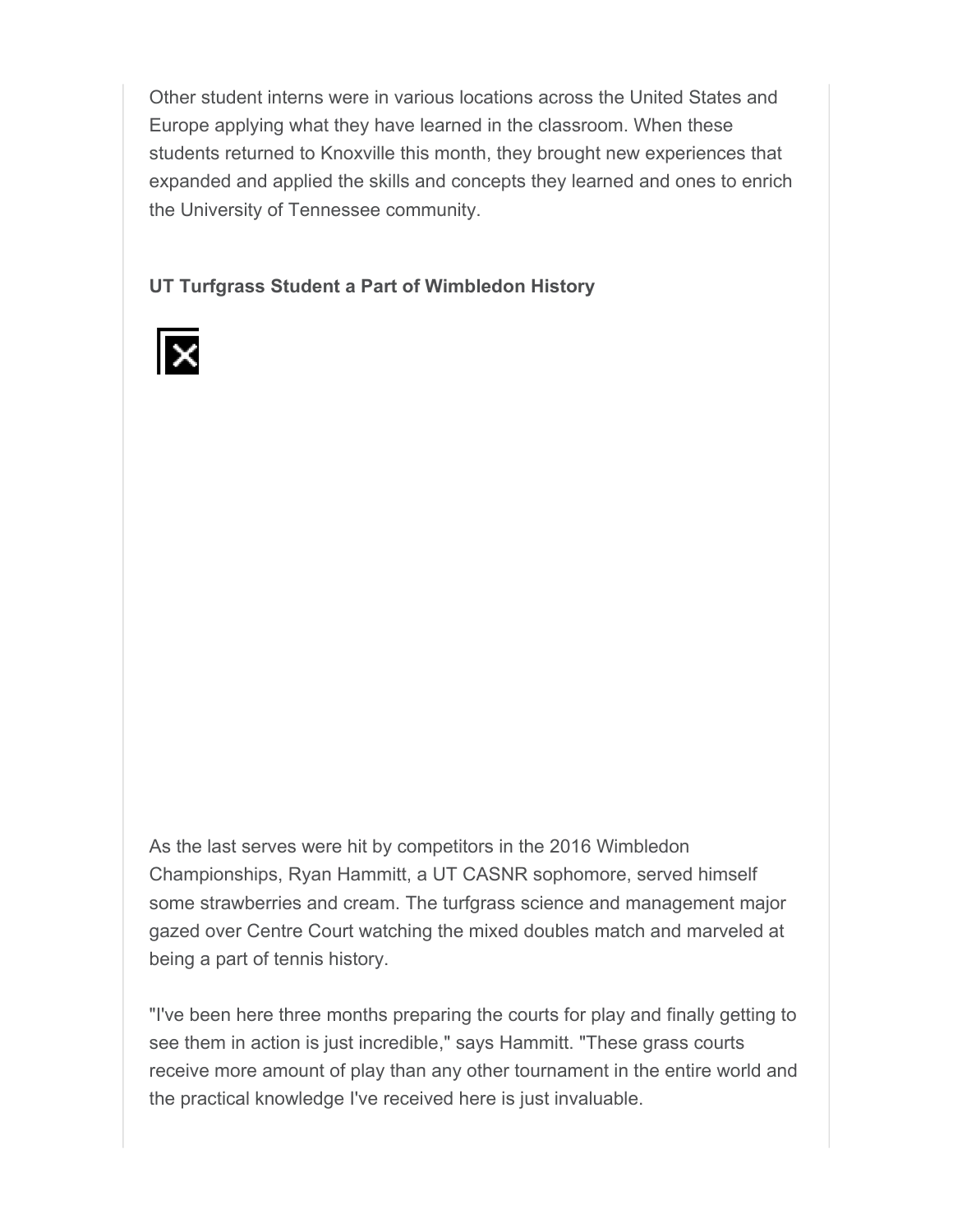Other student interns were in various locations across the United States and Europe applying what they have learned in the classroom. When these students returned to Knoxville this month, they brought new experiences that expanded and applied the skills and concepts they learned and ones to enrich the University of Tennessee community.

**UT Turfgrass Student a Part of Wimbledon History**

As the last serves were hit by competitors in the 2016 Wimbledon Championships, Ryan Hammitt, a UT CASNR sophomore, served himself some strawberries and cream. The turfgrass science and management major gazed over Centre Court watching the mixed doubles match and marveled at being a part of tennis history.

"I've been here three months preparing the courts for play and finally getting to see them in action is just incredible," says Hammitt. "These grass courts receive more amount of play than any other tournament in the entire world and the practical knowledge I've received here is just invaluable.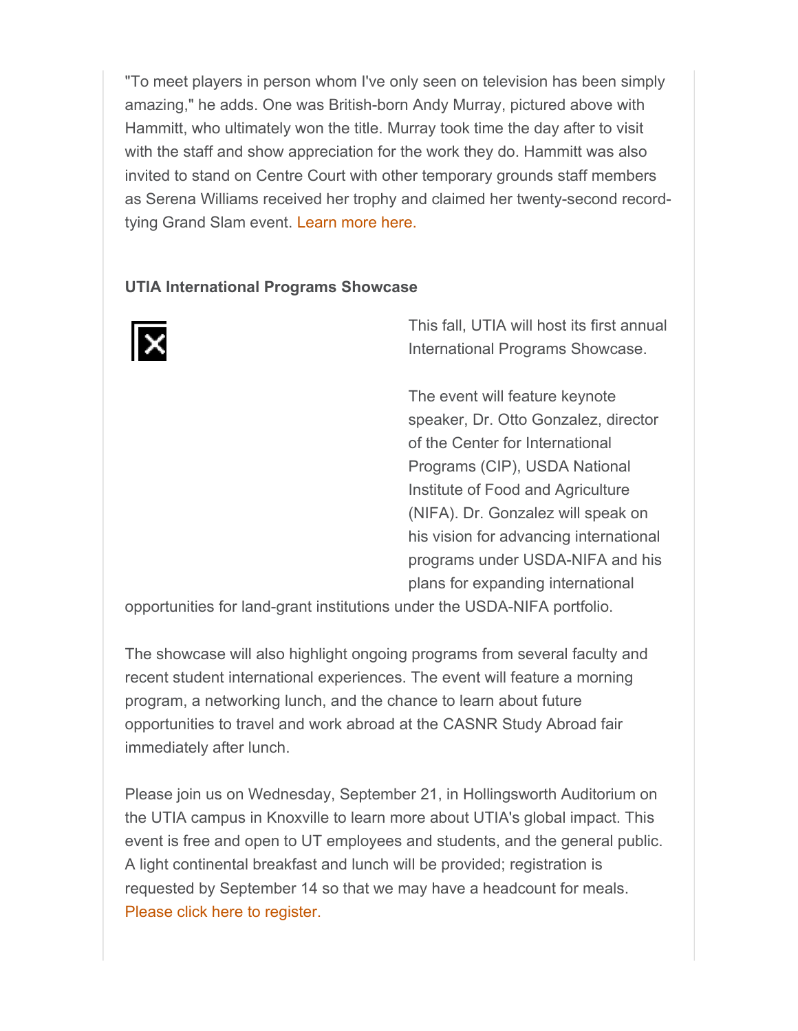"To meet players in person whom I've only seen on television has been simply amazing," he adds. One was British-born Andy Murray, pictured above with Hammitt, who ultimately won the title. Murray took time the day after to visit with the staff and show appreciation for the work they do. Hammitt was also invited to stand on Centre Court with other temporary grounds staff members as Serena Williams received her trophy and claimed her twenty-second record-tying Grand Slam event. Learn more here.

**UTIA International Programs Showcase**

This fall, UTIA will host its first annual International Programs Showcase.

The event will feature keynote speaker, Dr. Otto Gonzalez, director of the Center for International Programs (CIP), USDA National Institute of Food and Agriculture (NIFA). Dr. Gonzalez will speak on his vision for advancing international programs under USDA-NIFA and his plans for expanding international opportunities for land-grant institutions under the USDA-NIFA portfolio.

The showcase will also highlight ongoing programs from several faculty and recent student international experiences. The event will feature a morning program, a networking lunch, and the chance to learn about future opportunities to travel and work abroad at the CASNR Study Abroad fair immediately after lunch.

Please join us on Wednesday, September 21, in Hollingsworth Auditorium on the UTIA campus in Knoxville to learn more about UTIA's global impact. This event is free and open to UT employees and students, and the general public. A light continental breakfast and lunch will be provided; registration is requested by September 14 so that we may have a headcount for meals. Please click here to register.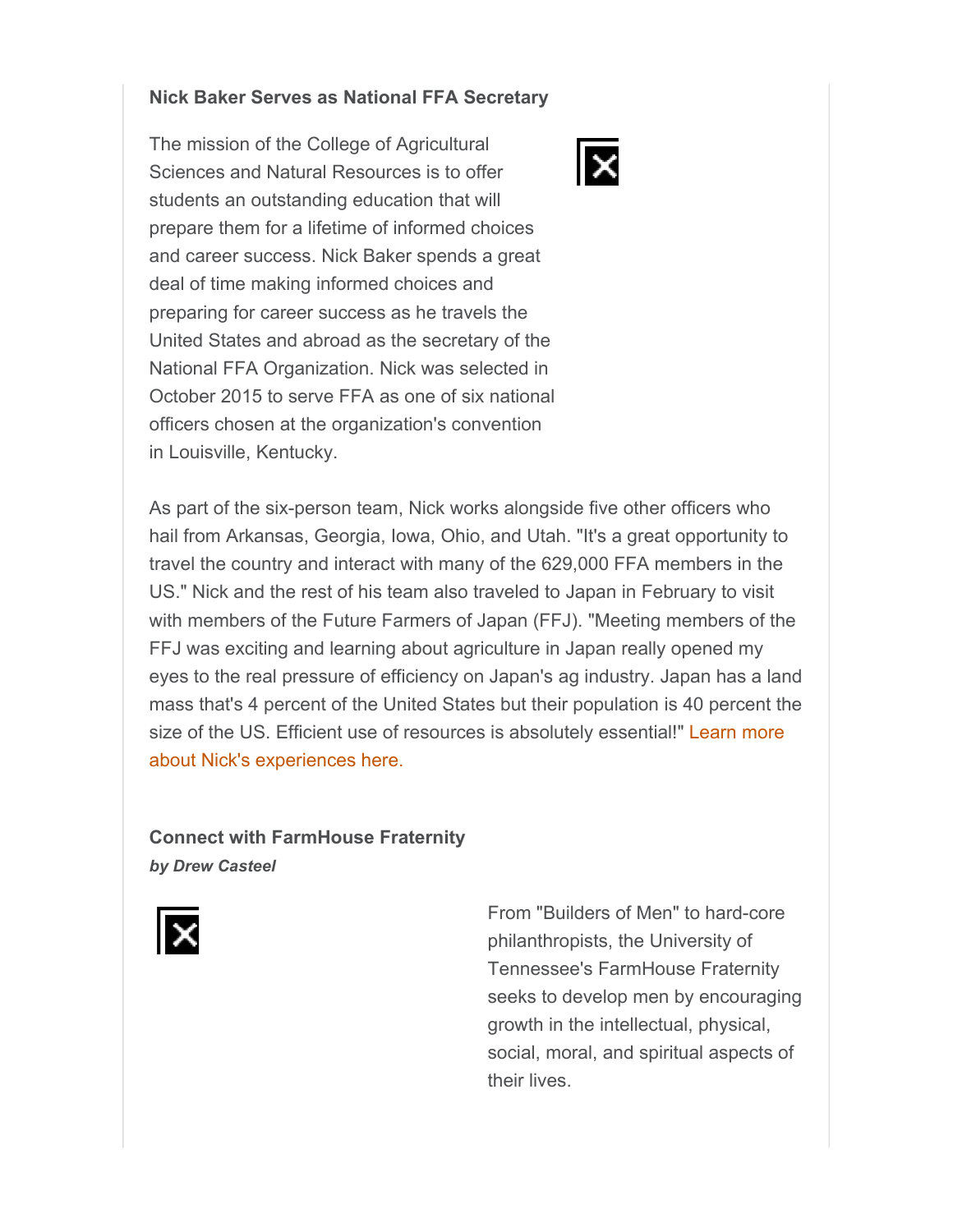**Nick Baker Serves as National FFA Secretary**

The mission of the College of Agricultural Sciences and Natural Resources is to offer students an outstanding education that will prepare them for a lifetime of informed choices and career success. Nick Baker spends a great deal of time making informed choices and preparing for career success as he travels the United States and abroad as the secretary of the National FFA Organization. Nick was selected in October 2015 to serve FFA as one of six national officers chosen at the organization's convention in Louisville, Kentucky.

As part of the six-person team, Nick works alongside five other officers who hail from Arkansas, Georgia, Iowa, Ohio, and Utah. "It's a great opportunity to travel the country and interact with many of the 629,000 FFA members in the US." Nick and the rest of his team also traveled to Japan in February to visit with members of the Future Farmers of Japan (FFJ). "Meeting members of the FFJ was exciting and learning about agriculture in Japan really opened my eyes to the real pressure of efficiency on Japan's ag industry. Japan has a land mass that's 4 percent of the United States but their population is 40 percent the size of the US. Efficient use of resources is absolutely essential!" Learn more about Nick's experiences here.

**Connect with FarmHouse Fraternity**

***by Drew Casteel***

From "Builders of Men" to hard-core philanthropists, the University of Tennessee's FarmHouse Fraternity seeks to develop men by encouraging growth in the intellectual, physical, social, moral, and spiritual aspects of their lives.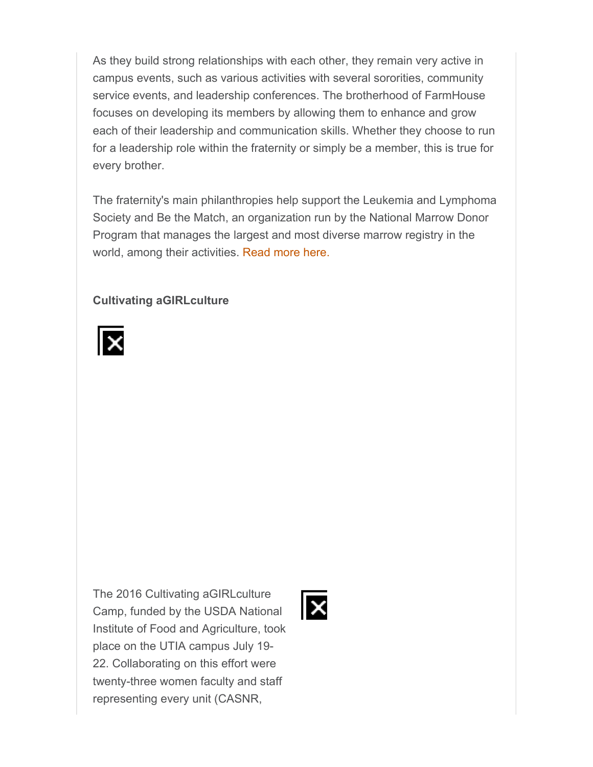As they build strong relationships with each other, they remain very active in campus events, such as various activities with several sororities, community service events, and leadership conferences. The brotherhood of FarmHouse focuses on developing its members by allowing them to enhance and grow each of their leadership and communication skills. Whether they choose to run for a leadership role within the fraternity or simply be a member, this is true for every brother.

The fraternity's main philanthropies help support the Leukemia and Lymphoma Society and Be the Match, an organization run by the National Marrow Donor Program that manages the largest and most diverse marrow registry in the world, among their activities. Read more here.

**Cultivating aGIRLculture**

The 2016 Cultivating aGIRLculture Camp, funded by the USDA National Institute of Food and Agriculture, took place on the UTIA campus July 19-22. Collaborating on this effort were twenty-three women faculty and staff representing every unit (CASNR,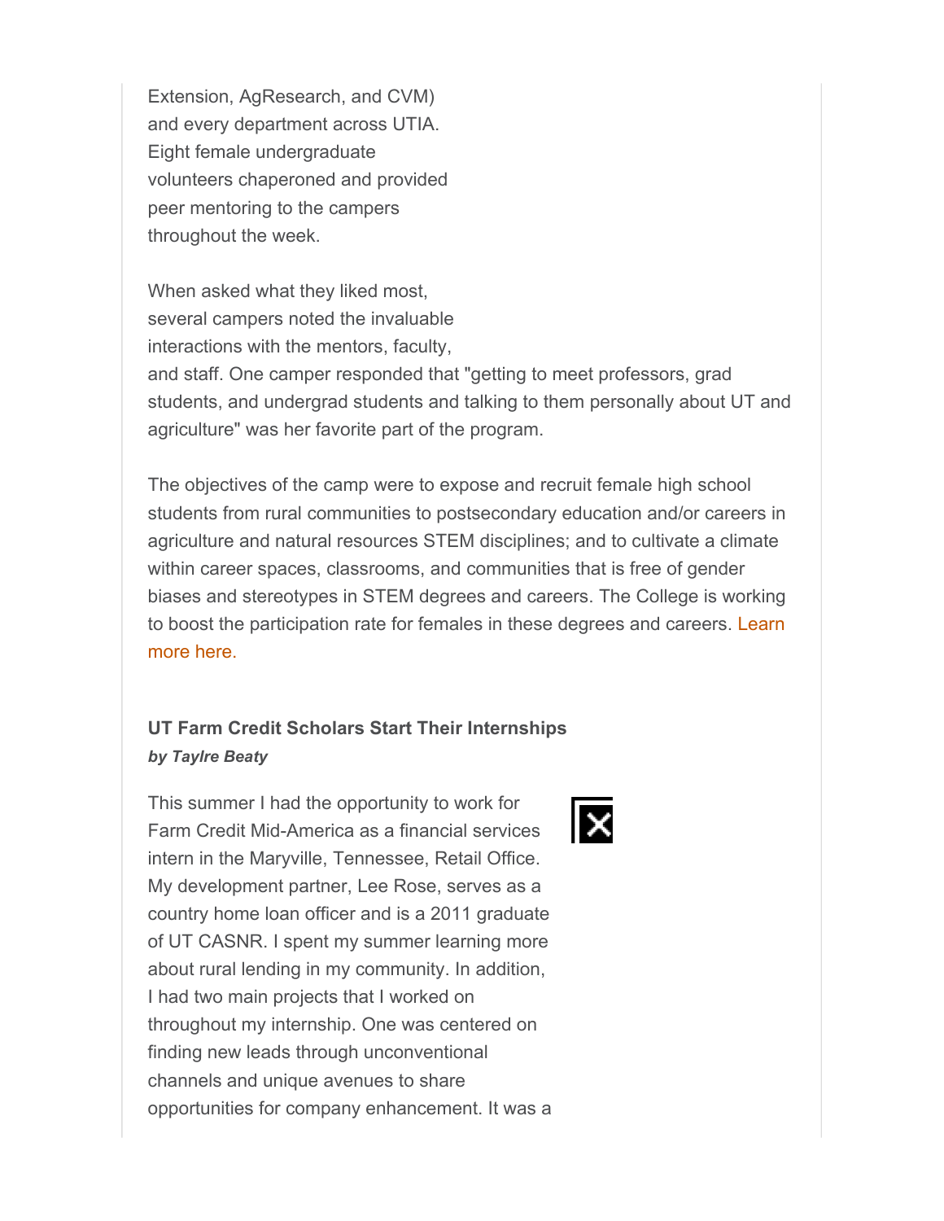Extension, AgResearch, and CVM) and every department across UTIA. Eight female undergraduate volunteers chaperoned and provided peer mentoring to the campers throughout the week.

When asked what they liked most, several campers noted the invaluable interactions with the mentors, faculty, and staff. One camper responded that "getting to meet professors, grad students, and undergrad students and talking to them personally about UT and agriculture" was her favorite part of the program.

The objectives of the camp were to expose and recruit female high school students from rural communities to postsecondary education and/or careers in agriculture and natural resources STEM disciplines; and to cultivate a climate within career spaces, classrooms, and communities that is free of gender biases and stereotypes in STEM degrees and careers. The College is working to boost the participation rate for females in these degrees and careers. Learn more here.

### UT Farm Credit Scholars Start Their Internships

***by Taylre Beaty***

This summer I had the opportunity to work for Farm Credit Mid-America as a financial services intern in the Maryville, Tennessee, Retail Office. My development partner, Lee Rose, serves as a country home loan officer and is a 2011 graduate of UT CASNR. I spent my summer learning more about rural lending in my community. In addition, I had two main projects that I worked on throughout my internship. One was centered on finding new leads through unconventional channels and unique avenues to share opportunities for company enhancement. It was a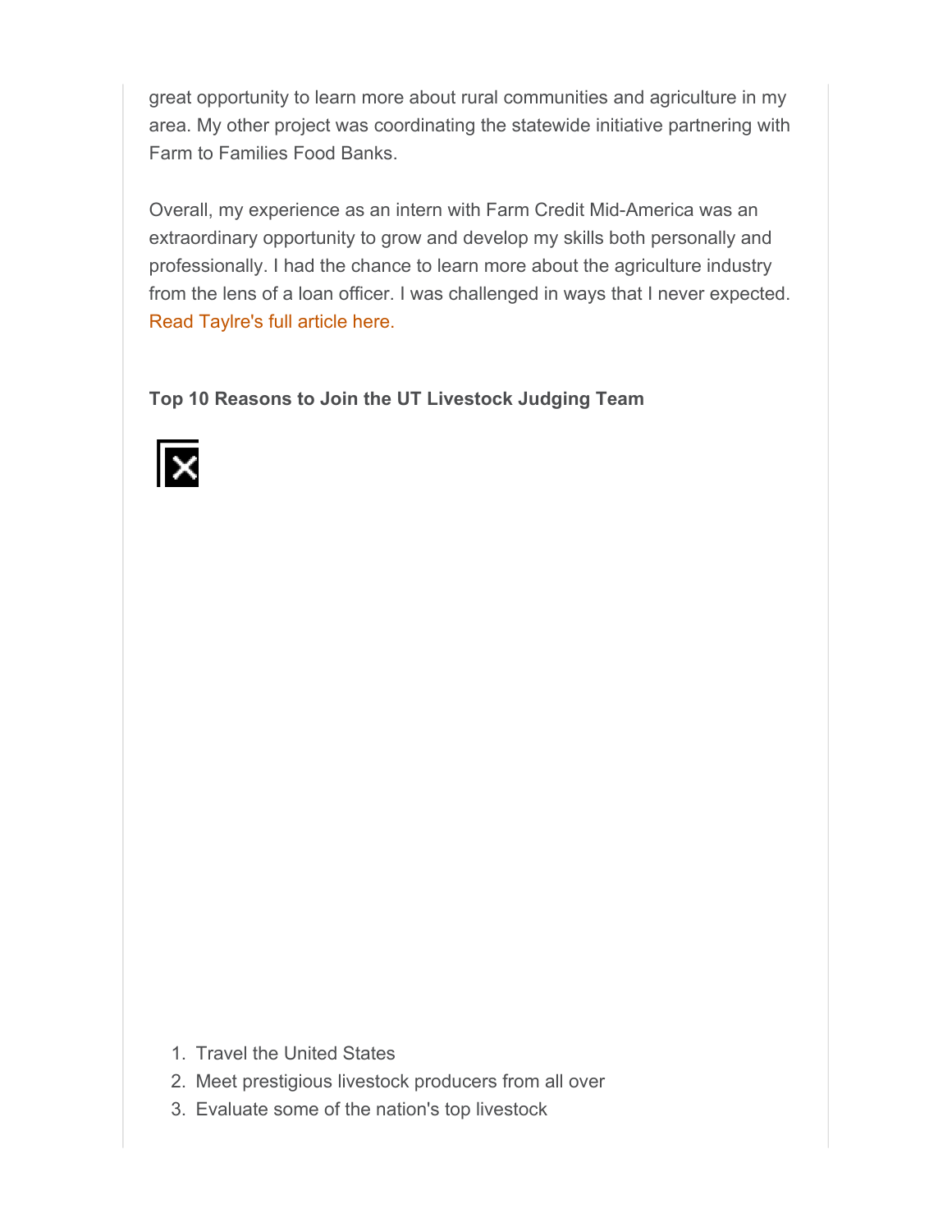great opportunity to learn more about rural communities and agriculture in my area. My other project was coordinating the statewide initiative partnering with Farm to Families Food Banks.

Overall, my experience as an intern with Farm Credit Mid-America was an extraordinary opportunity to grow and develop my skills both personally and professionally. I had the chance to learn more about the agriculture industry from the lens of a loan officer. I was challenged in ways that I never expected. Read Taylre's full article here.

**Top 10 Reasons to Join the UT Livestock Judging Team**

1. Travel the United States
2. Meet prestigious livestock producers from all over
3. Evaluate some of the nation's top livestock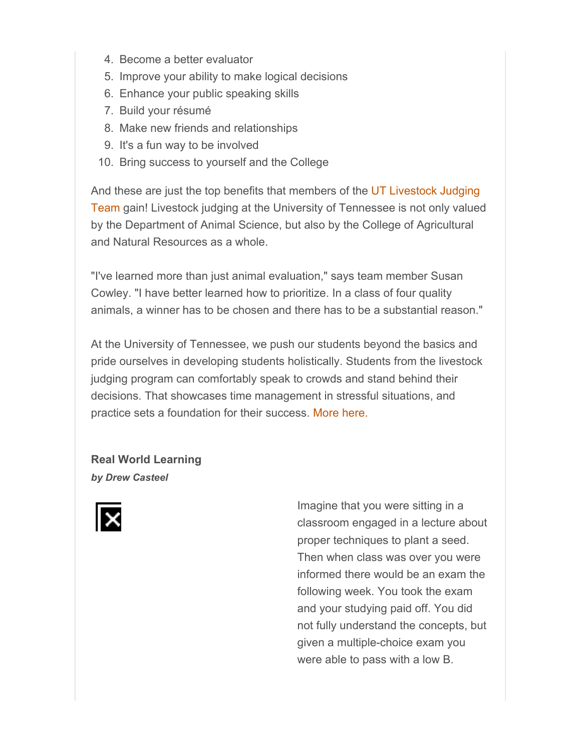4. Become a better evaluator
5. Improve your ability to make logical decisions
6. Enhance your public speaking skills
7. Build your résumé
8. Make new friends and relationships
9. It's a fun way to be involved
10. Bring success to yourself and the College

And these are just the top benefits that members of the UT Livestock Judging Team gain! Livestock judging at the University of Tennessee is not only valued by the Department of Animal Science, but also by the College of Agricultural and Natural Resources as a whole.

"I've learned more than just animal evaluation," says team member Susan Cowley. "I have better learned how to prioritize. In a class of four quality animals, a winner has to be chosen and there has to be a substantial reason."

At the University of Tennessee, we push our students beyond the basics and pride ourselves in developing students holistically. Students from the livestock judging program can comfortably speak to crowds and stand behind their decisions. That showcases time management in stressful situations, and practice sets a foundation for their success. More here.

**Real World Learning**

***by Drew Casteel***

Imagine that you were sitting in a classroom engaged in a lecture about proper techniques to plant a seed. Then when class was over you were informed there would be an exam the following week. You took the exam and your studying paid off. You did not fully understand the concepts, but given a multiple-choice exam you were able to pass with a low B.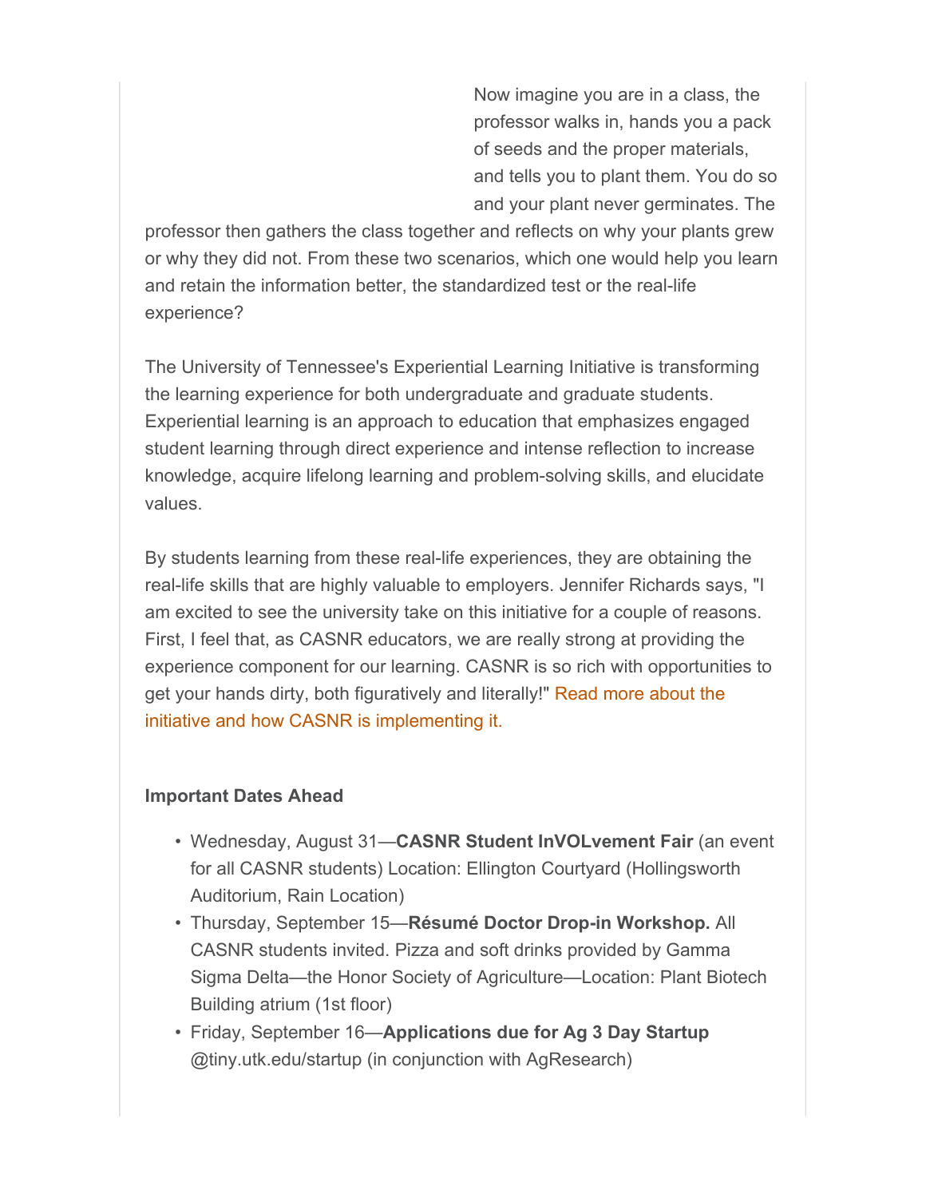Now imagine you are in a class, the professor walks in, hands you a pack of seeds and the proper materials, and tells you to plant them. You do so and your plant never germinates. The professor then gathers the class together and reflects on why your plants grew or why they did not. From these two scenarios, which one would help you learn and retain the information better, the standardized test or the real-life experience?

The University of Tennessee's Experiential Learning Initiative is transforming the learning experience for both undergraduate and graduate students. Experiential learning is an approach to education that emphasizes engaged student learning through direct experience and intense reflection to increase knowledge, acquire lifelong learning and problem-solving skills, and elucidate values.

By students learning from these real-life experiences, they are obtaining the real-life skills that are highly valuable to employers. Jennifer Richards says, "I am excited to see the university take on this initiative for a couple of reasons. First, I feel that, as CASNR educators, we are really strong at providing the experience component for our learning. CASNR is so rich with opportunities to get your hands dirty, both figuratively and literally!" Read more about the initiative and how CASNR is implementing it.

**Important Dates Ahead**

- Wednesday, August 31—**CASNR Student InVOLvement Fair** (an event for all CASNR students) Location: Ellington Courtyard (Hollingsworth Auditorium, Rain Location)
- Thursday, September 15—**Résumé Doctor Drop-in Workshop.** All CASNR students invited. Pizza and soft drinks provided by Gamma Sigma Delta—the Honor Society of Agriculture—Location: Plant Biotech Building atrium (1st floor)
- Friday, September 16—**Applications due for Ag 3 Day Startup** @tiny.utk.edu/startup (in conjunction with AgResearch)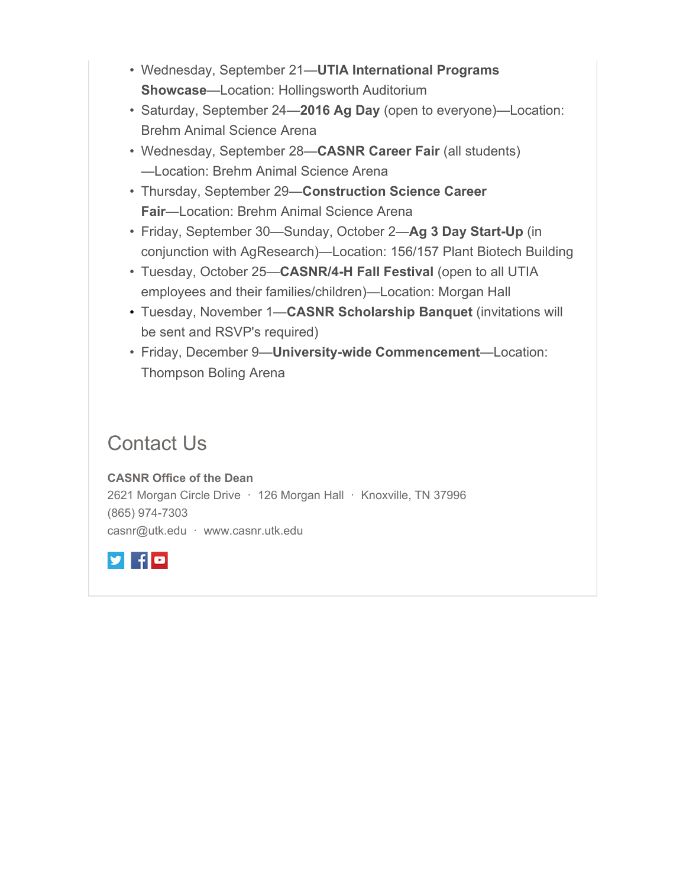- Wednesday, September 21—**UTIA International Programs Showcase**—Location: Hollingsworth Auditorium
- Saturday, September 24—**2016 Ag Day** (open to everyone)—Location: Brehm Animal Science Arena
- Wednesday, September 28—**CASNR Career Fair** (all students)—Location: Brehm Animal Science Arena
- Thursday, September 29—**Construction Science Career Fair**—Location: Brehm Animal Science Arena
- Friday, September 30—Sunday, October 2—**Ag 3 Day Start-Up** (in conjunction with AgResearch)—Location: 156/157 Plant Biotech Building
- Tuesday, October 25—**CASNR/4-H Fall Festival** (open to all UTIA employees and their families/children)—Location: Morgan Hall
- Tuesday, November 1—**CASNR Scholarship Banquet** (invitations will be sent and RSVP's required)
- Friday, December 9—**University-wide Commencement**—Location: Thompson Boling Arena

## Contact Us

**CASNR Office of the Dean**
2621 Morgan Circle Drive · 126 Morgan Hall · Knoxville, TN 37996
(865) 974-7303
casnr@utk.edu · www.casnr.utk.edu